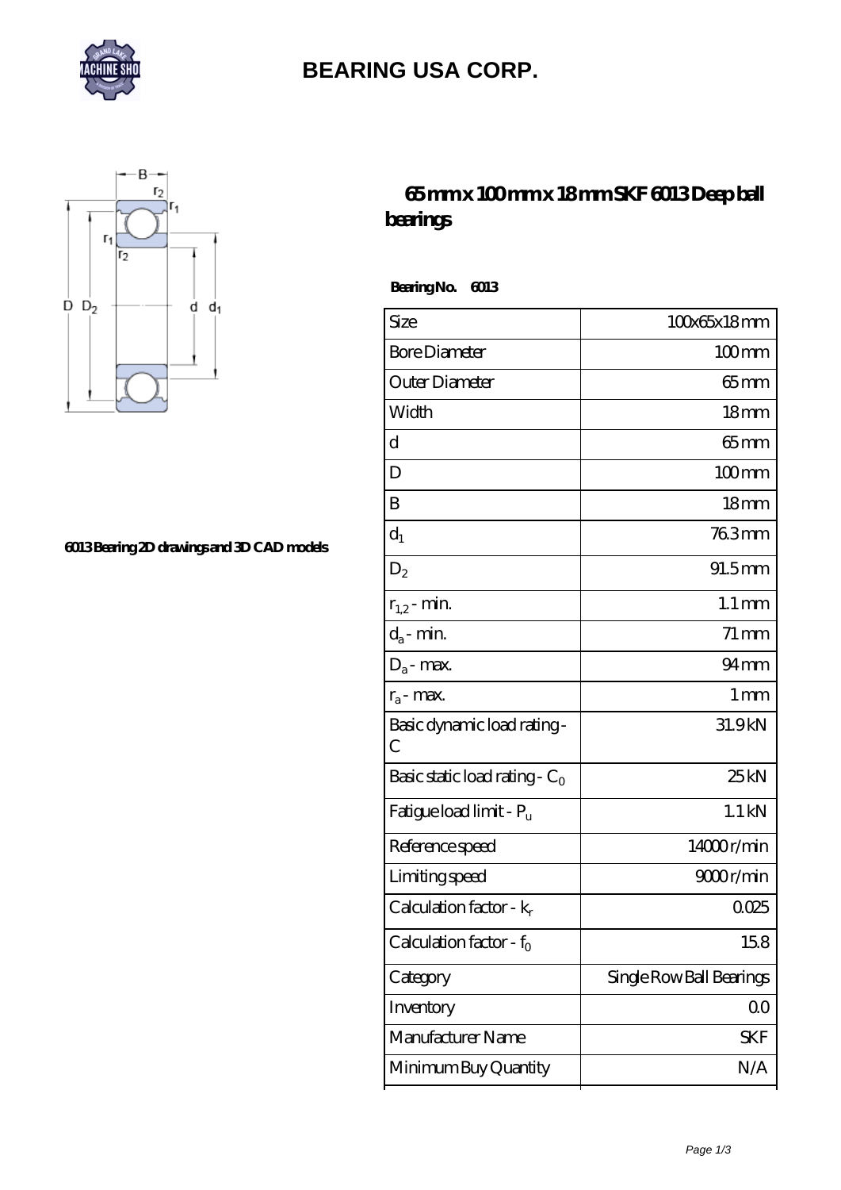# BEARING USA CORP.

## 65 mm x 100 mm x 18 mm SKF 6013 Deep ball bearings

6013 Bearing 2D drawings and 3D CAD models

**Bearing No. 6013**

| Size | 100x65x18 mm |
|---|---|
| Bore Diameter | 100 mm |
| Outer Diameter | 65 mm |
| Width | 18 mm |
| d | 65 mm |
| D | 100 mm |
| B | 18 mm |
| $d_1$ | 76.3 mm |
| $D_2$ | 91.5 mm |
| $r_{1,2}$ - min. | 1.1 mm |
| $d_a$ - min. | 71 mm |
| $D_a$ - max. | 94 mm |
| $r_a$ - max. | 1 mm |
| Basic dynamic load rating - C | 31.9 kN |
| Basic static load rating - $C_0$ | 25 kN |
| Fatigue load limit - $P_u$ | 1.1 kN |
| Reference speed | 14000 r/min |
| Limiting speed | 9000 r/min |
| Calculation factor - $k_r$ | 0.025 |
| Calculation factor - $f_0$ | 15.8 |
| Category | Single Row Ball Bearings |
| Inventory | 0.0 |
| Manufacturer Name | SKF |
| Minimum Buy Quantity | N/A |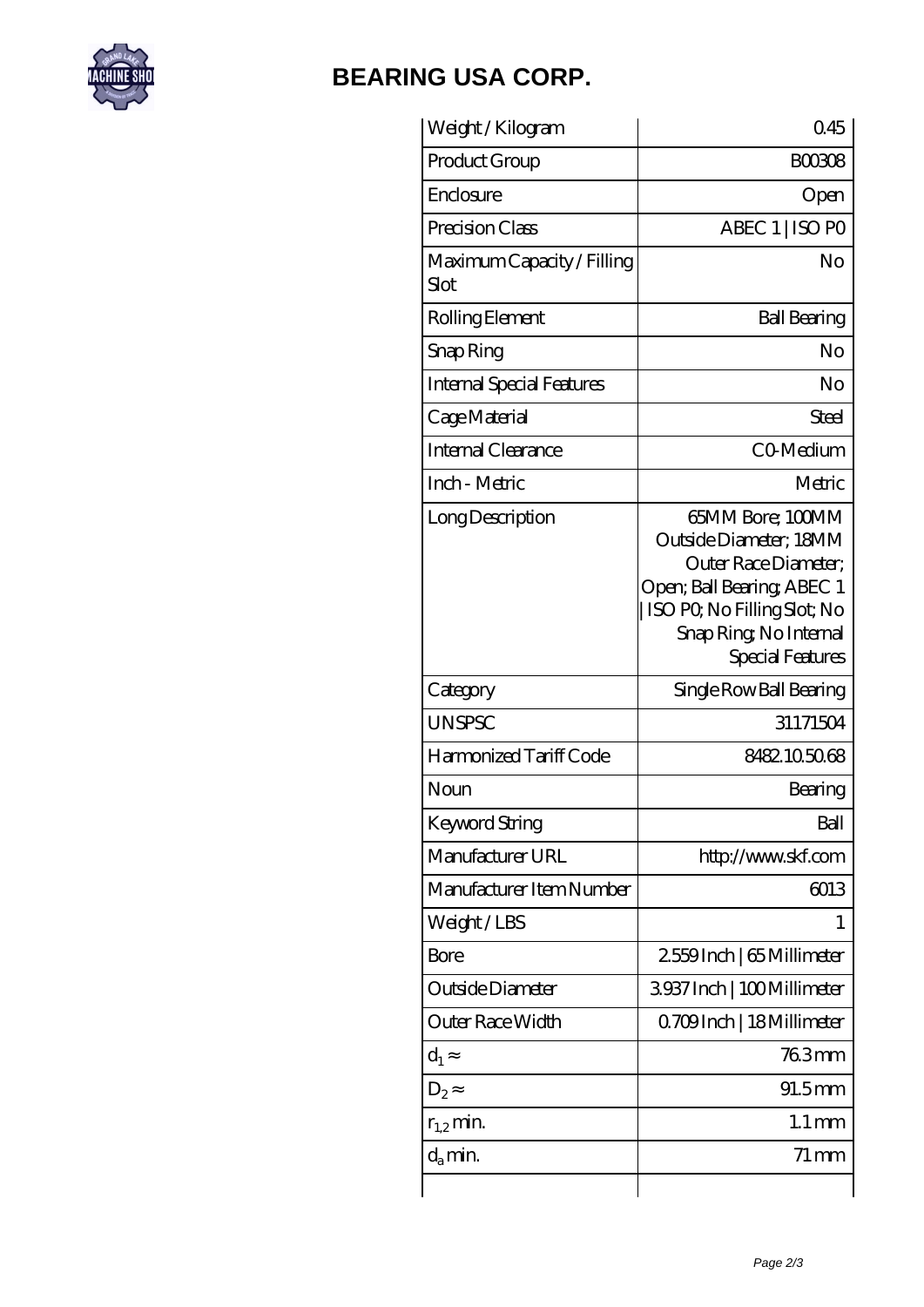# BEARING USA CORP.

| Weight / Kilogram | 0.45 |
| --- | --- |
| Product Group | B00308 |
| Enclosure | Open |
| Precision Class | ABEC 1 \| ISO P0 |
| Maximum Capacity / Filling Slot | No |
| Rolling Element | Ball Bearing |
| Snap Ring | No |
| Internal Special Features | No |
| Cage Material | Steel |
| Internal Clearance | C0-Medium |
| Inch - Metric | Metric |
| Long Description | 65MM Bore; 100MM Outside Diameter; 18MM Outer Race Diameter; Open; Ball Bearing; ABEC 1 \| ISO P0; No Filling Slot; No Snap Ring; No Internal Special Features |
| Category | Single Row Ball Bearing |
| UNSPSC | 31171504 |
| Harmonized Tariff Code | 8482.10.50.68 |
| Noun | Bearing |
| Keyword String | Ball |
| Manufacturer URL | http://www.skf.com |
| Manufacturer Item Number | 6013 |
| Weight / LBS | 1 |
| Bore | 2.559 Inch \| 65 Millimeter |
| Outside Diameter | 3.937 Inch \| 100 Millimeter |
| Outer Race Width | 0.709 Inch \| 18 Millimeter |
| $d_1 \approx$ | 76.3 mm |
| $D_2 \approx$ | 91.5 mm |
| $r_{1,2}$ min. | 1.1 mm |
| $d_a$ min. | 71 mm |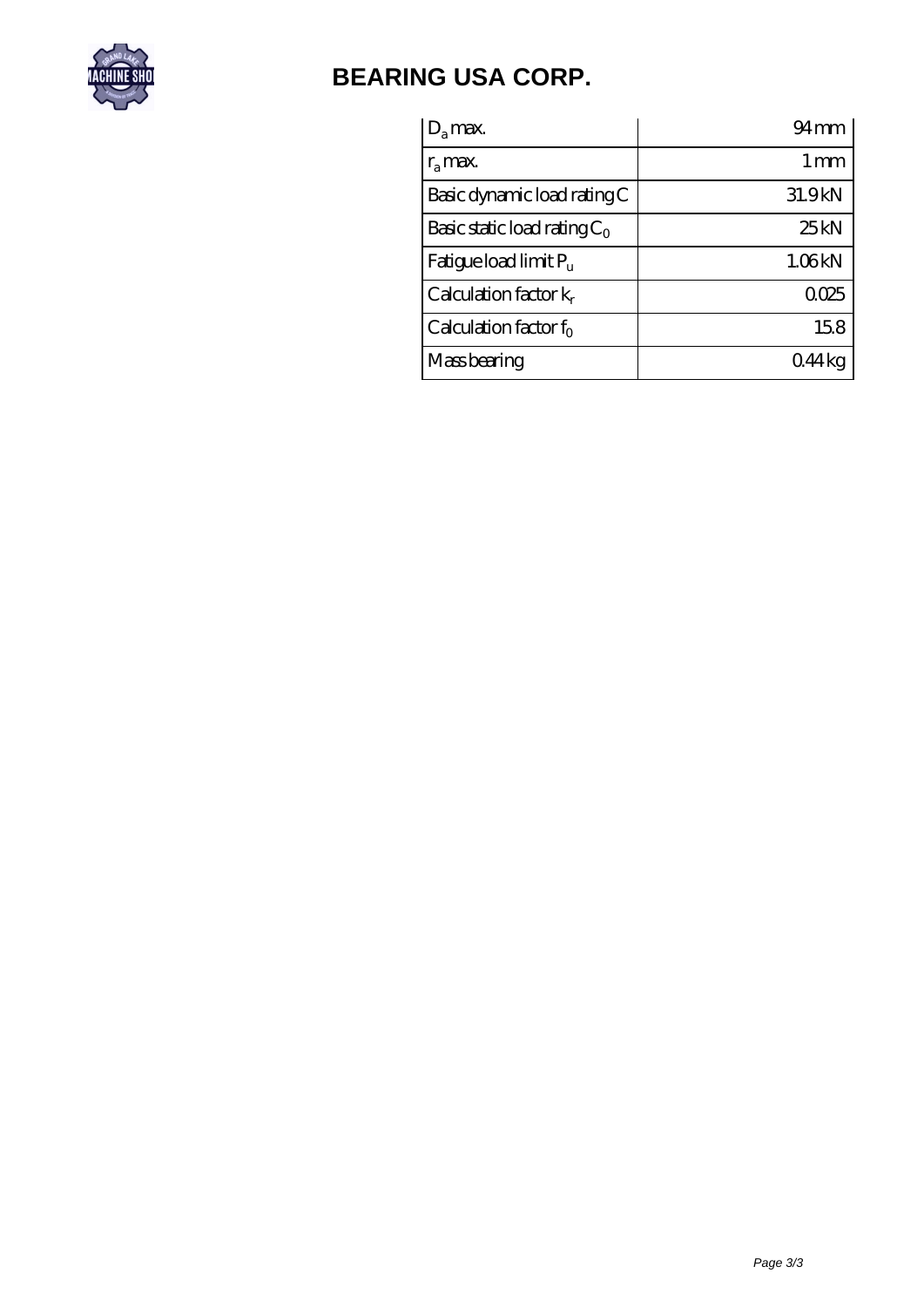# BEARING USA CORP.

| | |
|---|---|
| $D_a$ max. | 94 mm |
| $r_a$ max. | 1 mm |
| Basic dynamic load rating C | 31.9 kN |
| Basic static load rating $C_0$ | 25 kN |
| Fatigue load limit $P_u$ | 1.06 kN |
| Calculation factor $k_r$ | 0.025 |
| Calculation factor $f_0$ | 15.8 |
| Mass bearing | 0.44 kg |